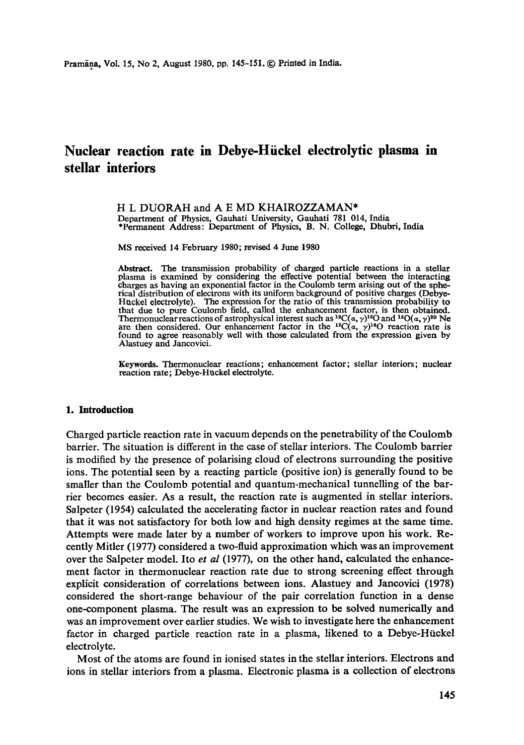# Nuclear reaction rate in Debye-Hückel electrolytic plasma in stellar interiors

H L DUORAH and A E MD KHAIROZZAMAN*

Department of Physics, Gauhati University, Gauhati 781 014, India

*Permanent Address: Department of Physics, B. N. College, Dhubri, India

MS received 14 February 1980; revised 4 June 1980

**Abstract.** The transmission probability of charged particle reactions in a stellar plasma is examined by considering the effective potential between the interacting charges as having an exponential factor in the Coulomb term arising out of the spherical distribution of electrons with its uniform background of positive charges (Debye-Hückel electrolyte). The expression for the ratio of this transmission probability to that due to pure Coulomb field, called the enhancement factor, is then obtained. Thermonuclear reactions of astrophysical interest such as $^{12}C(\alpha, \gamma)^{16}O$ and $^{16}O(\alpha, \gamma)^{20}$ Ne are then considered. Our enhancement factor in the $^{12}C(\alpha, \gamma)^{16}O$ reaction rate is found to agree reasonably well with those calculated from the expression given by Alastuey and Jancovici.

**Keywords.** Thermonuclear reactions; enhancement factor; stellar interiors; nuclear reaction rate; Debye-Hückel electrolyte.

## 1. Introduction

Charged particle reaction rate in vacuum depends on the penetrability of the Coulomb barrier. The situation is different in the case of stellar interiors. The Coulomb barrier is modified by the presence of polarising cloud of electrons surrounding the positive ions. The potential seen by a reacting particle (positive ion) is generally found to be smaller than the Coulomb potential and quantum-mechanical tunnelling of the barrier becomes easier. As a result, the reaction rate is augmented in stellar interiors. Salpeter (1954) calculated the accelerating factor in nuclear reaction rates and found that it was not satisfactory for both low and high density regimes at the same time. Attempts were made later by a number of workers to improve upon his work. Recently Mitler (1977) considered a two-fluid approximation which was an improvement over the Salpeter model. Ito *et al* (1977), on the other hand, calculated the enhancement factor in thermonuclear reaction rate due to strong screening effect through explicit consideration of correlations between ions. Alastuey and Jancovici (1978) considered the short-range behaviour of the pair correlation function in a dense one-component plasma. The result was an expression to be solved numerically and was an improvement over earlier studies. We wish to investigate here the enhancement factor in charged particle reaction rate in a plasma, likened to a Debye-Hückel electrolyte.

Most of the atoms are found in ionised states in the stellar interiors. Electrons and ions in stellar interiors from a plasma. Electronic plasma is a collection of electrons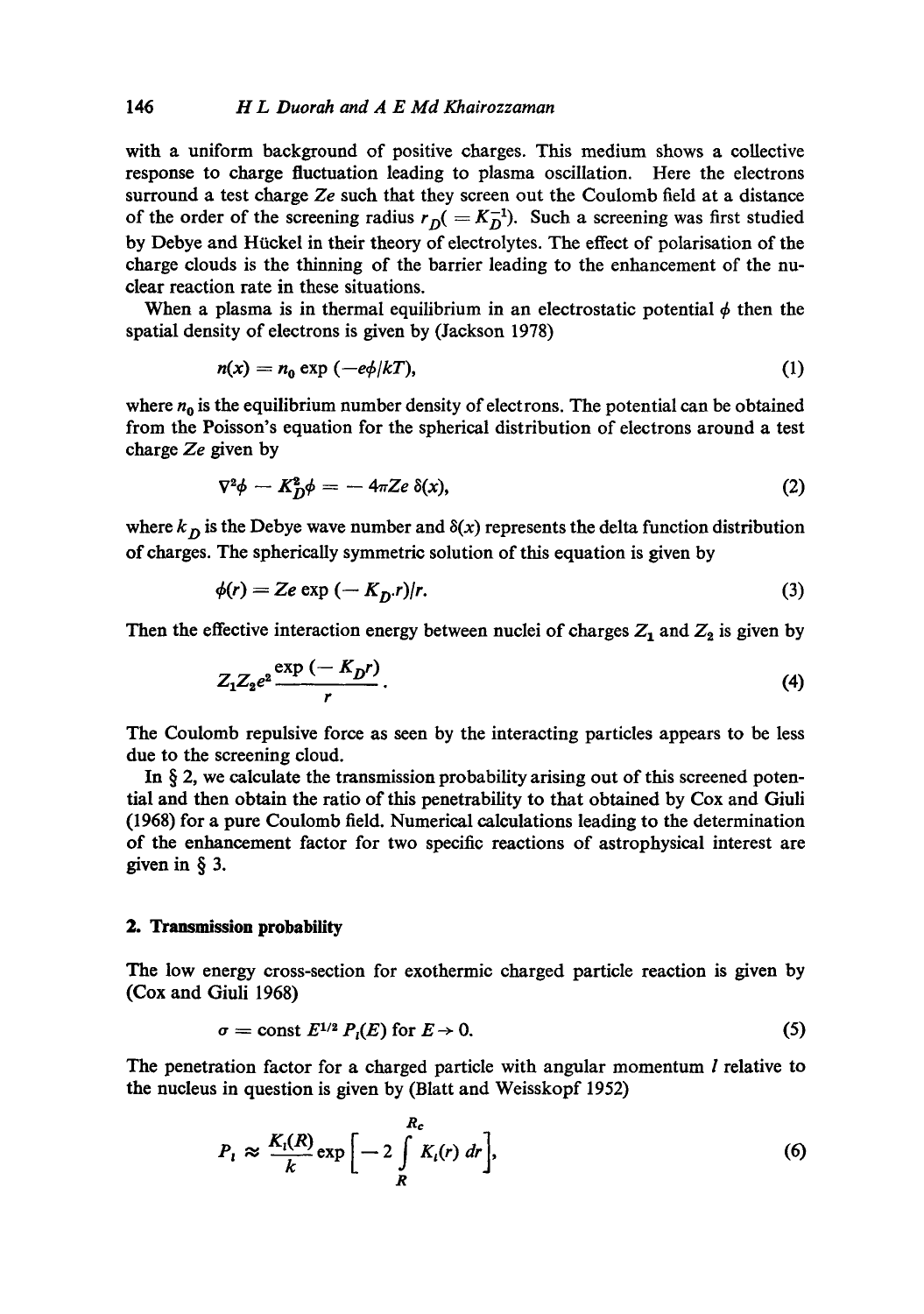with a uniform background of positive charges. This medium shows a collective response to charge fluctuation leading to plasma oscillation. Here the electrons surround a test charge $Ze$ such that they screen out the Coulomb field at a distance of the order of the screening radius $r_D (= K_D^{-1})$. Such a screening was first studied by Debye and Hückel in their theory of electrolytes. The effect of polarisation of the charge clouds is the thinning of the barrier leading to the enhancement of the nuclear reaction rate in these situations.

When a plasma is in thermal equilibrium in an electrostatic potential $\phi$ then the spatial density of electrons is given by (Jackson 1978)

$$n(x) = n_0 \exp(-e\phi/kT), \tag{1}$$

where $n_0$ is the equilibrium number density of electrons. The potential can be obtained from the Poisson's equation for the spherical distribution of electrons around a test charge $Ze$ given by

$$\nabla^2\phi - K_D^2\phi = -4\pi Ze\,\delta(x), \tag{2}$$

where $k_D$ is the Debye wave number and $\delta(x)$ represents the delta function distribution of charges. The spherically symmetric solution of this equation is given by

$$\phi(r) = Ze \exp(-K_D.r)/r. \tag{3}$$

Then the effective interaction energy between nuclei of charges $Z_1$ and $Z_2$ is given by

$$Z_1 Z_2 e^2 \frac{\exp(-K_D r)}{r}. \tag{4}$$

The Coulomb repulsive force as seen by the interacting particles appears to be less due to the screening cloud.

In § 2, we calculate the transmission probability arising out of this screened potential and then obtain the ratio of this penetrability to that obtained by Cox and Giuli (1968) for a pure Coulomb field. Numerical calculations leading to the determination of the enhancement factor for two specific reactions of astrophysical interest are given in § 3.

## 2. Transmission probability

The low energy cross-section for exothermic charged particle reaction is given by (Cox and Giuli 1968)

$$\sigma = \text{const}\ E^{1/2} P_l(E) \text{ for } E \to 0. \tag{5}$$

The penetration factor for a charged particle with angular momentum $l$ relative to the nucleus in question is given by (Blatt and Weisskopf 1952)

$$P_l \approx \frac{K_l(R)}{k} \exp\left[-2 \int_R^{R_c} K_l(r)\, dr\right], \tag{6}$$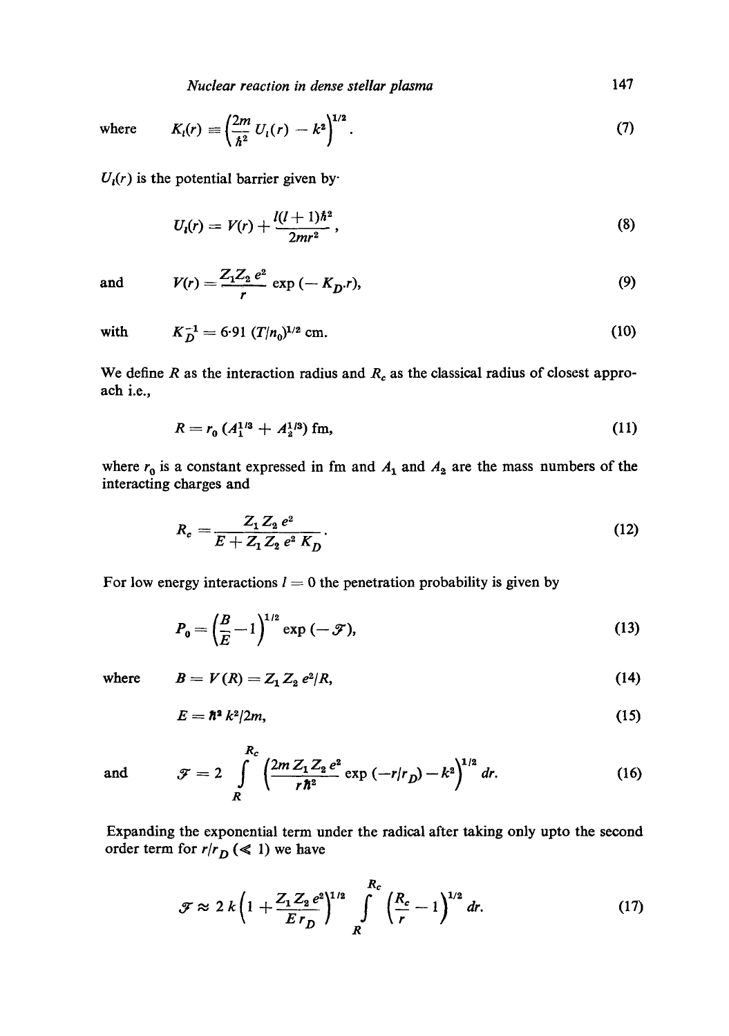where $$K_l(r) \equiv \left(\frac{2m}{\hbar^2} U_l(r) - k^2\right)^{1/2}. \tag{7}$$

$U_l(r)$ is the potential barrier given by

$$U_l(r) = V(r) + \frac{l(l+1)\hbar^2}{2mr^2}, \tag{8}$$

and $$V(r) = \frac{Z_1 Z_2 e^2}{r} \exp(-K_D.r), \tag{9}$$

with $$K_D^{-1} = 6{\cdot}91\,(T/n_0)^{1/2}\text{ cm}. \tag{10}$$

We define $R$ as the interaction radius and $R_c$ as the classical radius of closest approach i.e.,

$$R = r_0\,(A_1^{1/3} + A_2^{1/3})\text{ fm}, \tag{11}$$

where $r_0$ is a constant expressed in fm and $A_1$ and $A_2$ are the mass numbers of the interacting charges and

$$R_c = \frac{Z_1 Z_2 e^2}{E + Z_1 Z_2 e^2 K_D}. \tag{12}$$

For low energy interactions $l = 0$ the penetration probability is given by

$$P_0 = \left(\frac{B}{E} - 1\right)^{1/2} \exp(-\mathcal{T}), \tag{13}$$

where $$B = V(R) = Z_1 Z_2 e^2/R, \tag{14}$$

$$E = \hbar^2 k^2/2m, \tag{15}$$

and $$\mathcal{T} = 2 \int_R^{R_c} \left(\frac{2m Z_1 Z_2 e^2}{r\hbar^2} \exp(-r/r_D) - k^2\right)^{1/2} dr. \tag{16}$$

Expanding the exponential term under the radical after taking only upto the second order term for $r/r_D$ ($\ll 1$) we have

$$\mathcal{T} \approx 2k\left(1 + \frac{Z_1 Z_2 e^2}{E r_D}\right)^{1/2} \int_R^{R_c} \left(\frac{R_c}{r} - 1\right)^{1/2} dr. \tag{17}$$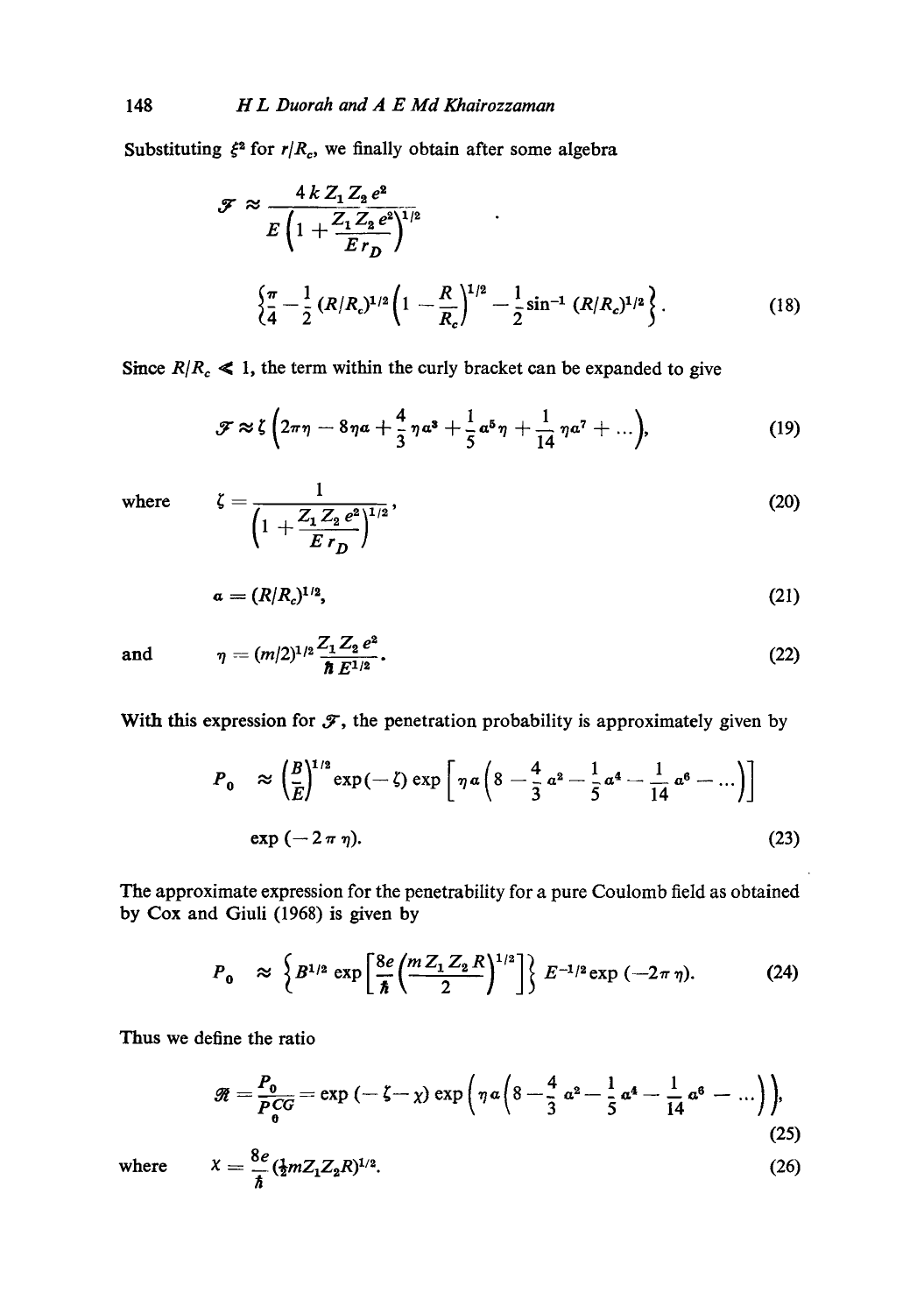Substituting $\xi^2$ for $r/R_c$, we finally obtain after some algebra

$$\mathscr{F} \approx \frac{4\,k\,Z_1 Z_2 e^2}{E\left(1 + \dfrac{Z_1 Z_2 e^2}{E r_D}\right)^{1/2}} \quad .$$

$$\left\{\frac{\pi}{4} - \frac{1}{2}(R/R_c)^{1/2}\left(1 - \frac{R}{R_c}\right)^{1/2} - \frac{1}{2}\sin^{-1}(R/R_c)^{1/2}\right\}. \tag{18}$$

Since $R/R_c \ll 1$, the term within the curly bracket can be expanded to give

$$\mathscr{F} \approx \zeta\left(2\pi\eta - 8\eta a + \frac{4}{3}\eta a^3 + \frac{1}{5}a^5\eta + \frac{1}{14}\eta a^7 + \ldots\right), \tag{19}$$

where
$$\zeta = \frac{1}{\left(1 + \dfrac{Z_1 Z_2 e^2}{E r_D}\right)^{1/2}}, \tag{20}$$

$$a = (R/R_c)^{1/2}, \tag{21}$$

and
$$\eta = (m/2)^{1/2}\frac{Z_1 Z_2 e^2}{\hbar E^{1/2}}. \tag{22}$$

With this expression for $\mathscr{F}$, the penetration probability is approximately given by

$$P_0 \approx \left(\frac{B}{E}\right)^{1/2}\exp(-\zeta)\exp\left[\eta a\left(8 - \frac{4}{3}a^2 - \frac{1}{5}a^4 - \frac{1}{14}a^6 - \ldots\right)\right]$$

$$\exp(-2\pi\eta). \tag{23}$$

The approximate expression for the penetrability for a pure Coulomb field as obtained by Cox and Giuli (1968) is given by

$$P_0 \approx \left\{B^{1/2}\exp\left[\frac{8e}{\hbar}\left(\frac{m Z_1 Z_2 R}{2}\right)^{1/2}\right]\right\} E^{-1/2}\exp(-2\pi\eta). \tag{24}$$

Thus we define the ratio

$$\mathscr{R} = \frac{P_0}{P_0^{CG}} = \exp(-\zeta - \chi)\exp\left(\eta a\left(8 - \frac{4}{3}a^2 - \frac{1}{5}a^4 - \frac{1}{14}a^6 - \ldots\right)\right), \tag{25}$$

where
$$\chi = \frac{8e}{\hbar}\left(\tfrac{1}{2}m Z_1 Z_2 R\right)^{1/2}. \tag{26}$$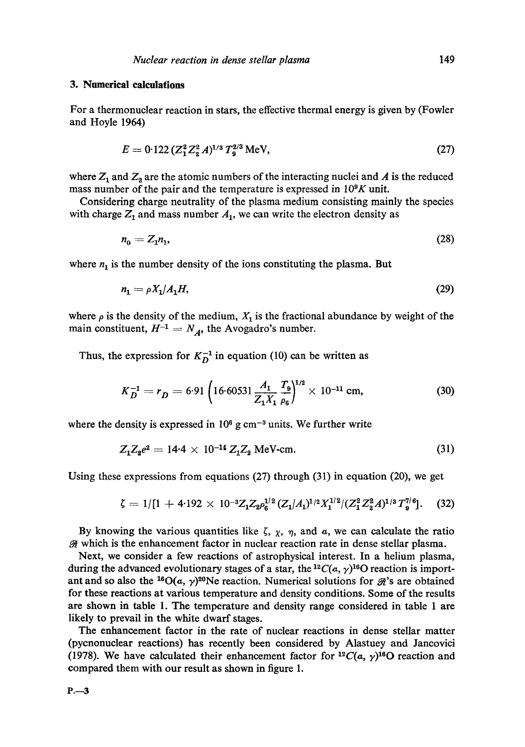## 3. Numerical calculations

For a thermonuclear reaction in stars, the effective thermal energy is given by (Fowler and Hoyle 1964)

$$E = 0{\cdot}122\,(Z_1^2 Z_2^2 A)^{1/3}\, T_9^{2/3}\ \text{MeV}, \tag{27}$$

where $Z_1$ and $Z_2$ are the atomic numbers of the interacting nuclei and $A$ is the reduced mass number of the pair and the temperature is expressed in $10^9 K$ unit.

Considering charge neutrality of the plasma medium consisting mainly the species with charge $Z_1$ and mass number $A_1$, we can write the electron density as

$$n_0 = Z_1 n_1, \tag{28}$$

where $n_1$ is the number density of the ions constituting the plasma. But

$$n_1 = \rho X_1 / A_1 H, \tag{29}$$

where $\rho$ is the density of the medium, $X_1$ is the fractional abundance by weight of the main constituent, $H^{-1} = N_A$, the Avogadro's number.

Thus, the expression for $K_D^{-1}$ in equation (10) can be written as

$$K_D^{-1} = r_D = 6{\cdot}91 \left(16{\cdot}60531 \frac{A_1}{Z_1 X_1} \frac{T_9}{\rho_6}\right)^{1/2} \times 10^{-11}\ \text{cm}, \tag{30}$$

where the density is expressed in $10^6$ g cm$^{-3}$ units. We further write

$$Z_1 Z_2 e^2 = 14{\cdot}4 \times 10^{-14}\, Z_1 Z_2\ \text{MeV-cm}. \tag{31}$$

Using these expressions from equations (27) through (31) in equation (20), we get

$$\zeta = 1/[1 + 4{\cdot}192 \times 10^{-3} Z_1 Z_2 \rho_6^{1/2} (Z_1/A_1)^{1/2} X_1^{1/2} / (Z_1^2 Z_2^2 A)^{1/3} T_9^{7/6}]. \tag{32}$$

By knowing the various quantities like $\zeta$, $\chi$, $\eta$, and $\alpha$, we can calculate the ratio $\mathscr{R}$ which is the enhancement factor in nuclear reaction rate in dense stellar plasma.

Next, we consider a few reactions of astrophysical interest. In a helium plasma, during the advanced evolutionary stages of a star, the $^{12}C(\alpha, \gamma)^{16}O$ reaction is important and so also the $^{16}O(\alpha, \gamma)^{20}Ne$ reaction. Numerical solutions for $\mathscr{R}$'s are obtained for these reactions at various temperature and density conditions. Some of the results are shown in table 1. The temperature and density range considered in table 1 are likely to prevail in the white dwarf stages.

The enhancement factor in the rate of nuclear reactions in dense stellar matter (pycnonuclear reactions) has recently been considered by Alastuey and Jancovici (1978). We have calculated their enhancement factor for $^{12}C(\alpha, \gamma)^{16}O$ reaction and compared them with our result as shown in figure 1.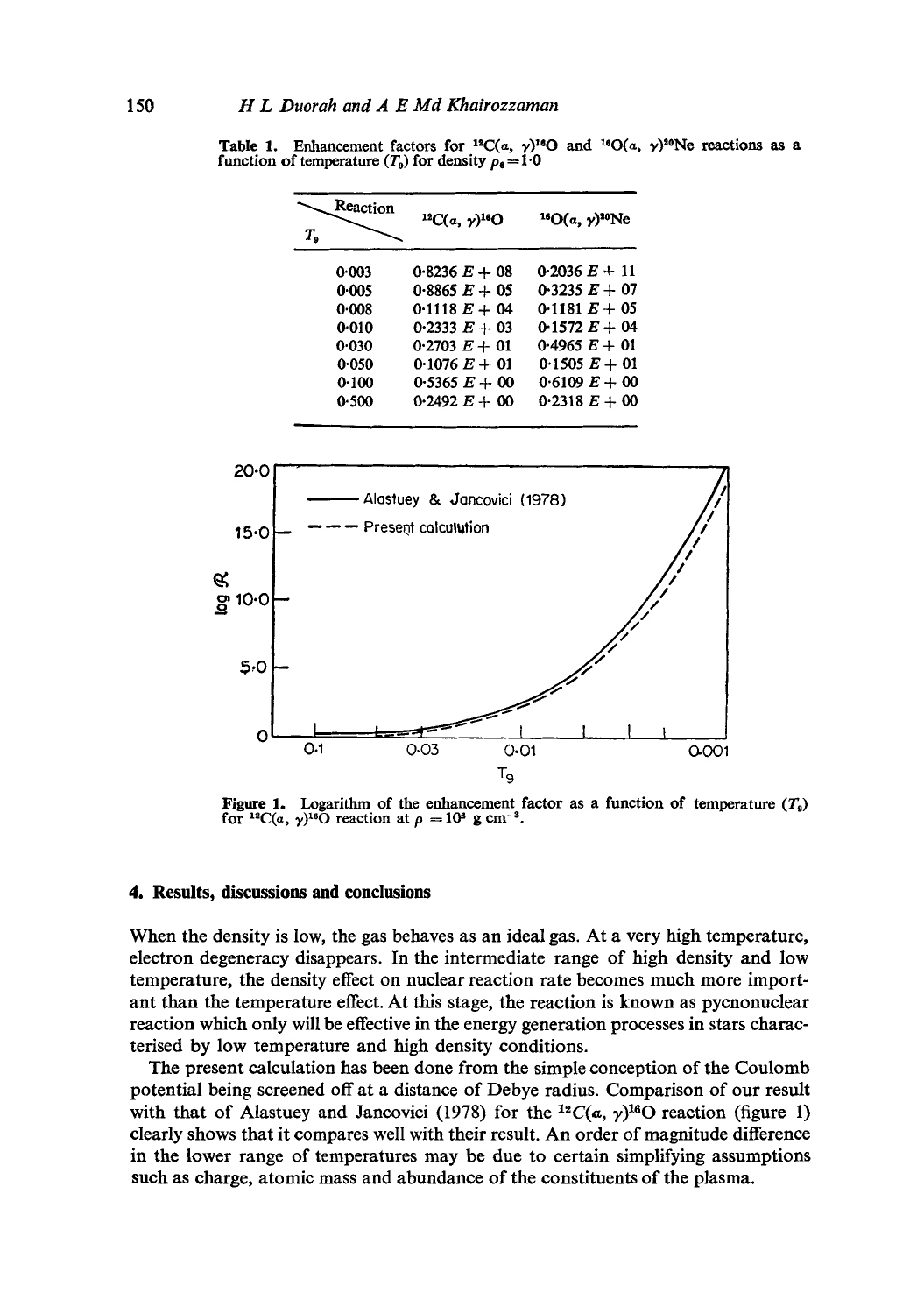**Table 1.** Enhancement factors for $^{12}C(\alpha, \gamma)^{16}O$ and $^{16}O(\alpha, \gamma)^{20}Ne$ reactions as a function of temperature ($T_9$) for density $\rho_6 = 1 \cdot 0$

| $T_9$ \ Reaction | $^{12}C(\alpha, \gamma)^{16}O$ | $^{16}O(\alpha, \gamma)^{20}Ne$ |
|---|---|---|
| 0·003 | 0·8236 $E+08$ | 0·2036 $E+11$ |
| 0·005 | 0·8865 $E+05$ | 0·3235 $E+07$ |
| 0·008 | 0·1118 $E+04$ | 0·1181 $E+05$ |
| 0·010 | 0·2333 $E+03$ | 0·1572 $E+04$ |
| 0·030 | 0·2703 $E+01$ | 0·4965 $E+01$ |
| 0·050 | 0·1076 $E+01$ | 0·1505 $E+01$ |
| 0·100 | 0·5365 $E+00$ | 0·6109 $E+00$ |
| 0·500 | 0·2492 $E+00$ | 0·2318 $E+00$ |

**Figure 1.** Logarithm of the enhancement factor as a function of temperature ($T_9$) for $^{12}C(\alpha, \gamma)^{16}O$ reaction at $\rho = 10^6$ g cm$^{-3}$.

## 4. Results, discussions and conclusions

When the density is low, the gas behaves as an ideal gas. At a very high temperature, electron degeneracy disappears. In the intermediate range of high density and low temperature, the density effect on nuclear reaction rate becomes much more important than the temperature effect. At this stage, the reaction is known as pycnonuclear reaction which only will be effective in the energy generation processes in stars characterised by low temperature and high density conditions.

The present calculation has been done from the simple conception of the Coulomb potential being screened off at a distance of Debye radius. Comparison of our result with that of Alastuey and Jancovici (1978) for the $^{12}C(\alpha, \gamma)^{16}O$ reaction (figure 1) clearly shows that it compares well with their result. An order of magnitude difference in the lower range of temperatures may be due to certain simplifying assumptions such as charge, atomic mass and abundance of the constituents of the plasma.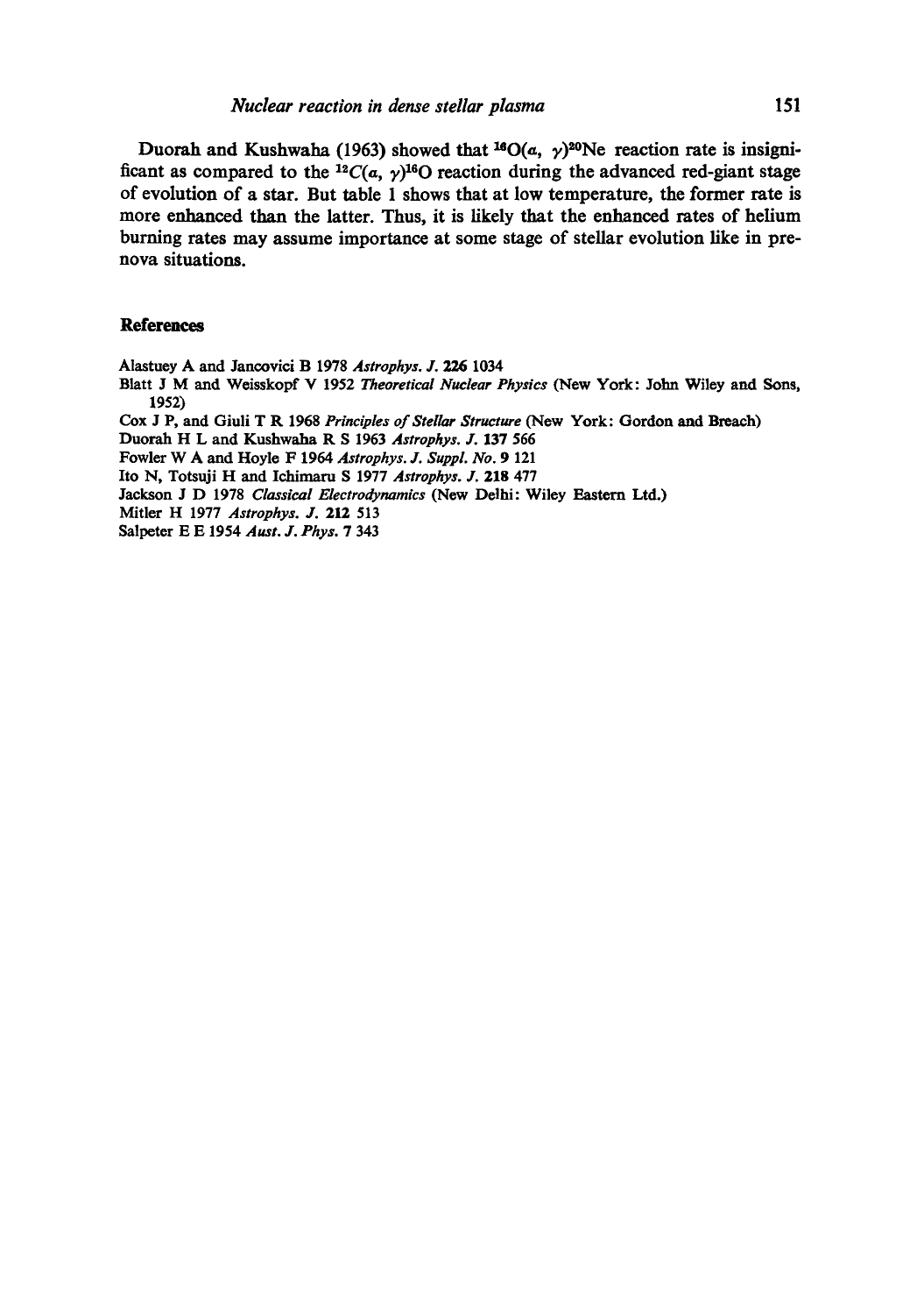Duorah and Kushwaha (1963) showed that $^{16}O(\alpha, \gamma)^{20}Ne$ reaction rate is insignificant as compared to the $^{12}C(\alpha, \gamma)^{16}O$ reaction during the advanced red-giant stage of evolution of a star. But table 1 shows that at low temperature, the former rate is more enhanced than the latter. Thus, it is likely that the enhanced rates of helium burning rates may assume importance at some stage of stellar evolution like in prenova situations.

## References

Alastuey A and Jancovici B 1978 *Astrophys. J.* **226** 1034

Blatt J M and Weisskopf V 1952 *Theoretical Nuclear Physics* (New York: John Wiley and Sons, 1952)

Cox J P, and Giuli T R 1968 *Principles of Stellar Structure* (New York: Gordon and Breach)

Duorah H L and Kushwaha R S 1963 *Astrophys. J.* **137** 566

Fowler W A and Hoyle F 1964 *Astrophys. J. Suppl. No.* **9** 121

Ito N, Totsuji H and Ichimaru S 1977 *Astrophys. J.* **218** 477

Jackson J D 1978 *Classical Electrodynamics* (New Delhi: Wiley Eastern Ltd.)

Mitler H 1977 *Astrophys. J.* **212** 513

Salpeter E E 1954 *Aust. J. Phys.* **7** 343